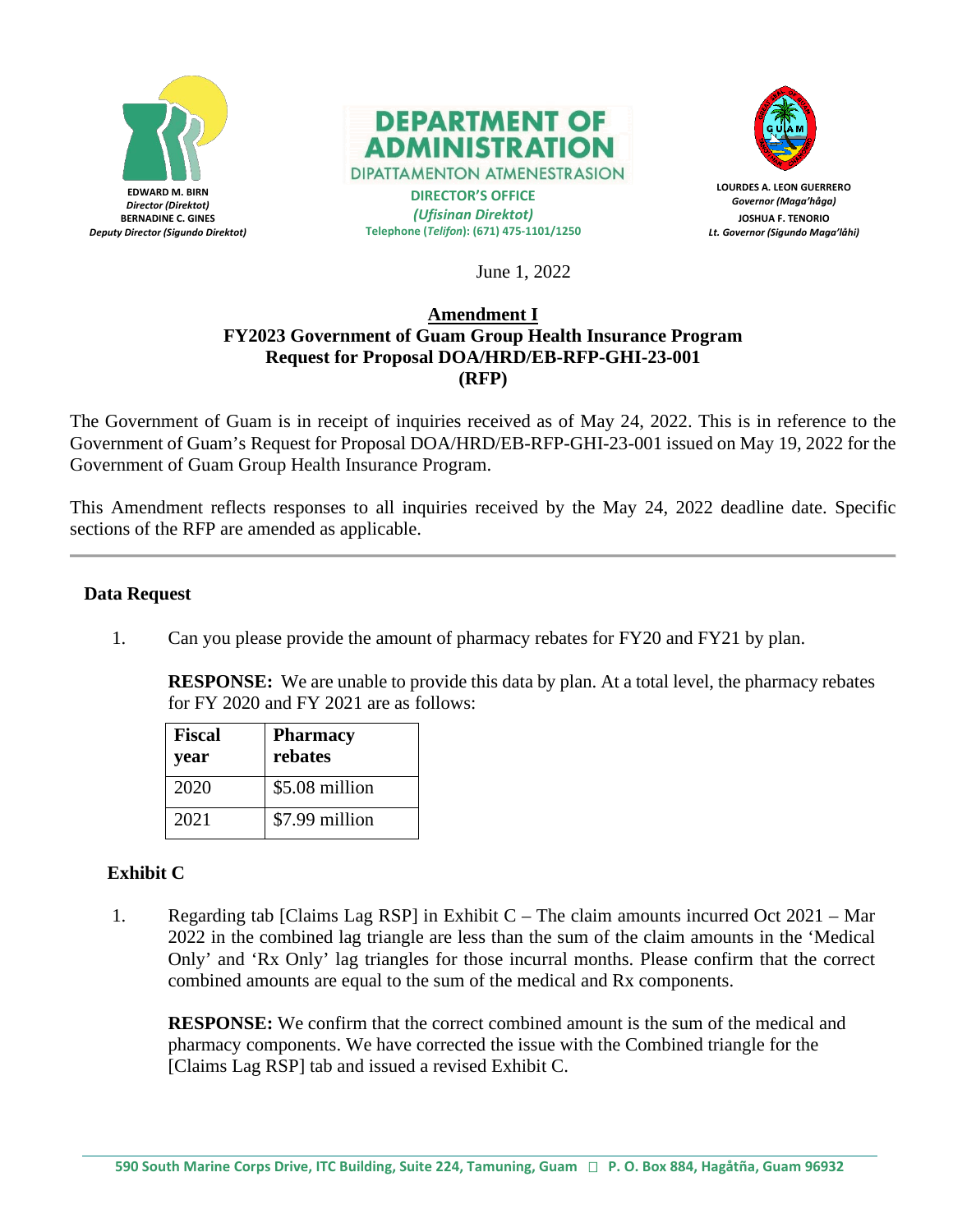EDWARD M. BIRN
*Director (Direktot)*
BERNADINE C. GINES
*Deputy Director (Sigundo Direktot)*

**DEPARTMENT OF ADMINISTRATION**
DIPATTAMENTON ATMENESTRASION
**DIRECTOR'S OFFICE**
***(Ufisinan Direktot)***
**Telephone (*Telifon*): (671) 475-1101/1250**

LOURDES A. LEON GUERRERO
*Governor (Maga'håga)*
JOSHUA F. TENORIO
*Lt. Governor (Sigundo Maga'låhi)*

June 1, 2022

**Amendment I**
**FY2023 Government of Guam Group Health Insurance Program**
**Request for Proposal DOA/HRD/EB-RFP-GHI-23-001**
**(RFP)**

The Government of Guam is in receipt of inquiries received as of May 24, 2022. This is in reference to the Government of Guam's Request for Proposal DOA/HRD/EB-RFP-GHI-23-001 issued on May 19, 2022 for the Government of Guam Group Health Insurance Program.

This Amendment reflects responses to all inquiries received by the May 24, 2022 deadline date. Specific sections of the RFP are amended as applicable.

---

### Data Request

1. Can you please provide the amount of pharmacy rebates for FY20 and FY21 by plan.

   **RESPONSE:** We are unable to provide this data by plan. At a total level, the pharmacy rebates for FY 2020 and FY 2021 are as follows:

| Fiscal year | Pharmacy rebates |
| --- | --- |
| 2020 | $5.08 million |
| 2021 | $7.99 million |

### Exhibit C

1. Regarding tab [Claims Lag RSP] in Exhibit C – The claim amounts incurred Oct 2021 – Mar 2022 in the combined lag triangle are less than the sum of the claim amounts in the 'Medical Only' and 'Rx Only' lag triangles for those incurral months. Please confirm that the correct combined amounts are equal to the sum of the medical and Rx components.

   **RESPONSE:** We confirm that the correct combined amount is the sum of the medical and pharmacy components. We have corrected the issue with the Combined triangle for the [Claims Lag RSP] tab and issued a revised Exhibit C.

590 South Marine Corps Drive, ITC Building, Suite 224, Tamuning, Guam □ P. O. Box 884, Hagåtña, Guam 96932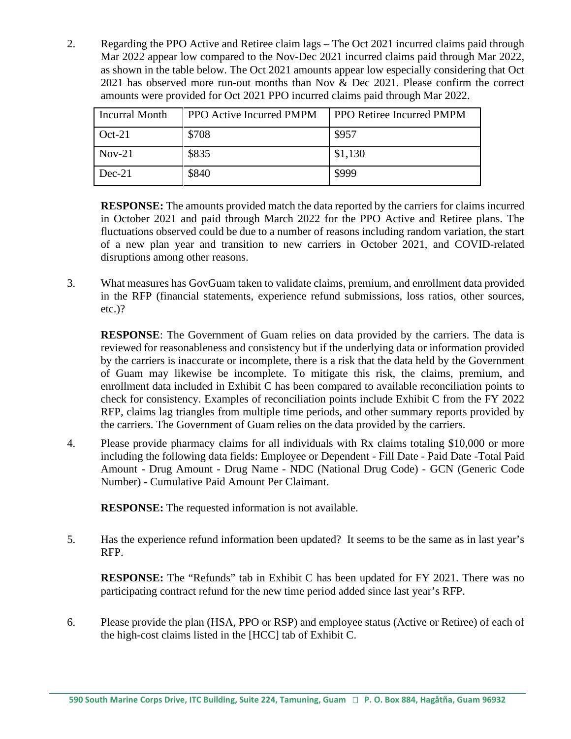2. Regarding the PPO Active and Retiree claim lags – The Oct 2021 incurred claims paid through Mar 2022 appear low compared to the Nov-Dec 2021 incurred claims paid through Mar 2022, as shown in the table below. The Oct 2021 amounts appear low especially considering that Oct 2021 has observed more run-out months than Nov & Dec 2021. Please confirm the correct amounts were provided for Oct 2021 PPO incurred claims paid through Mar 2022.

| Incurral Month | PPO Active Incurred PMPM | PPO Retiree Incurred PMPM |
|---|---|---|
| Oct-21 | $708 | $957 |
| Nov-21 | $835 | $1,130 |
| Dec-21 | $840 | $999 |

**RESPONSE:** The amounts provided match the data reported by the carriers for claims incurred in October 2021 and paid through March 2022 for the PPO Active and Retiree plans. The fluctuations observed could be due to a number of reasons including random variation, the start of a new plan year and transition to new carriers in October 2021, and COVID-related disruptions among other reasons.

3. What measures has GovGuam taken to validate claims, premium, and enrollment data provided in the RFP (financial statements, experience refund submissions, loss ratios, other sources, etc.)?

**RESPONSE**: The Government of Guam relies on data provided by the carriers. The data is reviewed for reasonableness and consistency but if the underlying data or information provided by the carriers is inaccurate or incomplete, there is a risk that the data held by the Government of Guam may likewise be incomplete. To mitigate this risk, the claims, premium, and enrollment data included in Exhibit C has been compared to available reconciliation points to check for consistency. Examples of reconciliation points include Exhibit C from the FY 2022 RFP, claims lag triangles from multiple time periods, and other summary reports provided by the carriers. The Government of Guam relies on the data provided by the carriers.

4. Please provide pharmacy claims for all individuals with Rx claims totaling $10,000 or more including the following data fields: Employee or Dependent - Fill Date - Paid Date -Total Paid Amount - Drug Amount - Drug Name - NDC (National Drug Code) - GCN (Generic Code Number) - Cumulative Paid Amount Per Claimant.

**RESPONSE:** The requested information is not available.

5. Has the experience refund information been updated? It seems to be the same as in last year's RFP.

**RESPONSE:** The "Refunds" tab in Exhibit C has been updated for FY 2021. There was no participating contract refund for the new time period added since last year's RFP.

6. Please provide the plan (HSA, PPO or RSP) and employee status (Active or Retiree) of each of the high-cost claims listed in the [HCC] tab of Exhibit C.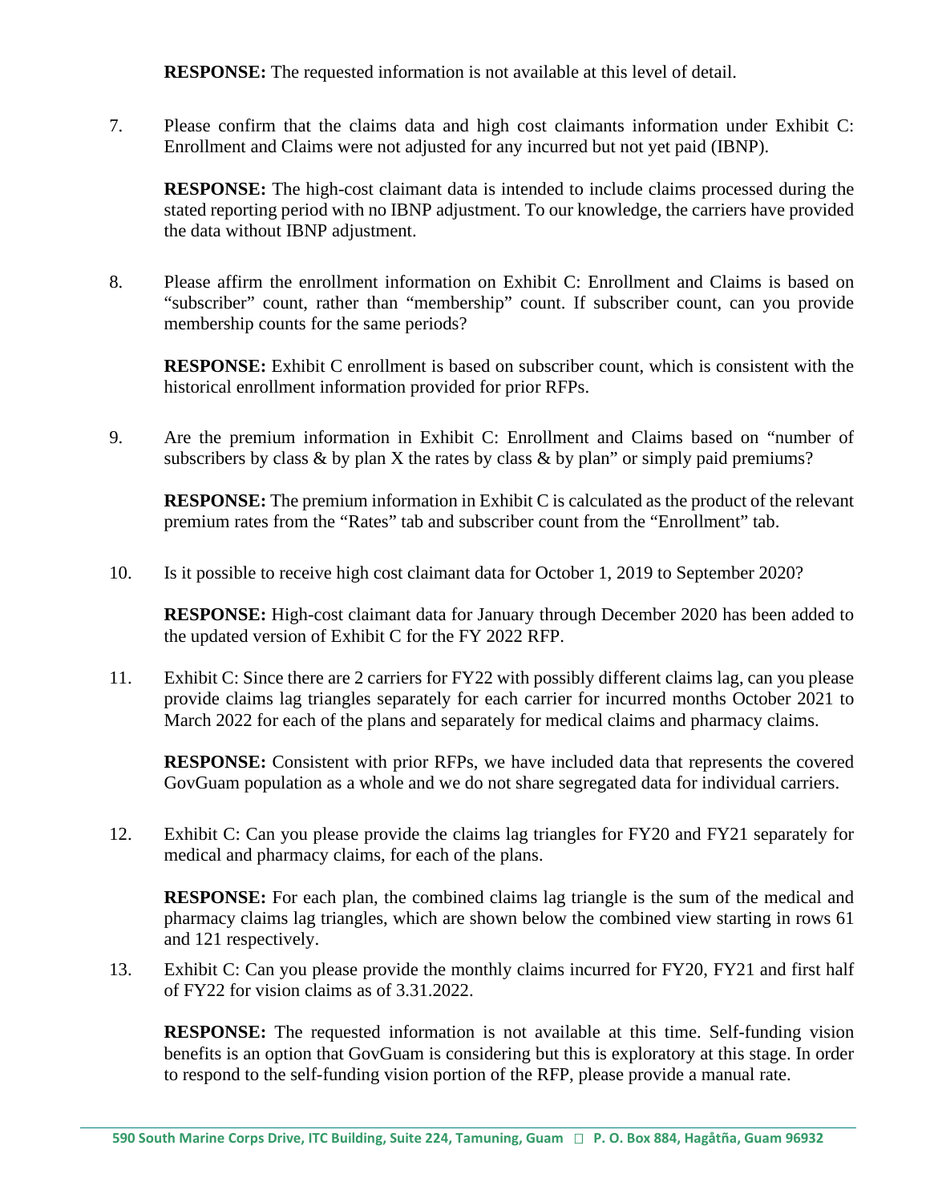**RESPONSE:** The requested information is not available at this level of detail.

7. Please confirm that the claims data and high cost claimants information under Exhibit C: Enrollment and Claims were not adjusted for any incurred but not yet paid (IBNP).

   **RESPONSE:** The high-cost claimant data is intended to include claims processed during the stated reporting period with no IBNP adjustment. To our knowledge, the carriers have provided the data without IBNP adjustment.

8. Please affirm the enrollment information on Exhibit C: Enrollment and Claims is based on "subscriber" count, rather than "membership" count. If subscriber count, can you provide membership counts for the same periods?

   **RESPONSE:** Exhibit C enrollment is based on subscriber count, which is consistent with the historical enrollment information provided for prior RFPs.

9. Are the premium information in Exhibit C: Enrollment and Claims based on "number of subscribers by class & by plan X the rates by class & by plan" or simply paid premiums?

   **RESPONSE:** The premium information in Exhibit C is calculated as the product of the relevant premium rates from the "Rates" tab and subscriber count from the "Enrollment" tab.

10. Is it possible to receive high cost claimant data for October 1, 2019 to September 2020?

    **RESPONSE:** High-cost claimant data for January through December 2020 has been added to the updated version of Exhibit C for the FY 2022 RFP.

11. Exhibit C: Since there are 2 carriers for FY22 with possibly different claims lag, can you please provide claims lag triangles separately for each carrier for incurred months October 2021 to March 2022 for each of the plans and separately for medical claims and pharmacy claims.

    **RESPONSE:** Consistent with prior RFPs, we have included data that represents the covered GovGuam population as a whole and we do not share segregated data for individual carriers.

12. Exhibit C: Can you please provide the claims lag triangles for FY20 and FY21 separately for medical and pharmacy claims, for each of the plans.

    **RESPONSE:** For each plan, the combined claims lag triangle is the sum of the medical and pharmacy claims lag triangles, which are shown below the combined view starting in rows 61 and 121 respectively.

13. Exhibit C: Can you please provide the monthly claims incurred for FY20, FY21 and first half of FY22 for vision claims as of 3.31.2022.

    **RESPONSE:** The requested information is not available at this time. Self-funding vision benefits is an option that GovGuam is considering but this is exploratory at this stage. In order to respond to the self-funding vision portion of the RFP, please provide a manual rate.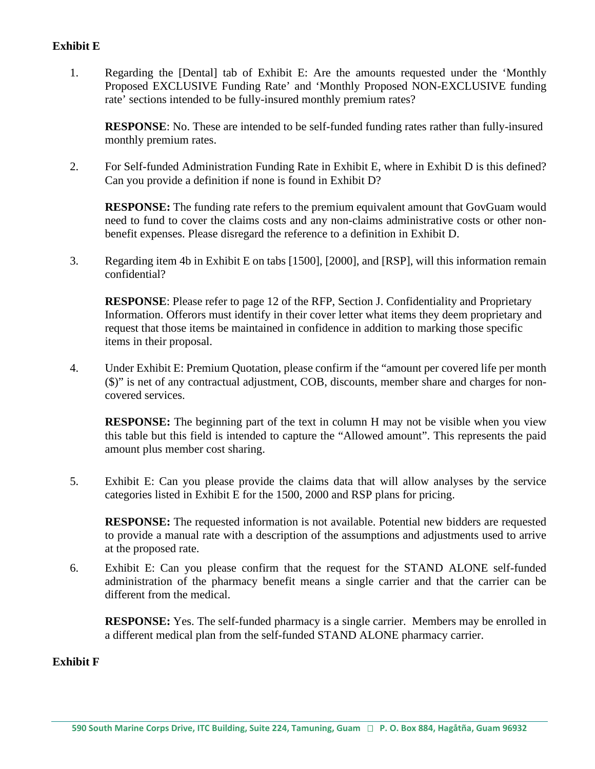**Exhibit E**

1. Regarding the [Dental] tab of Exhibit E: Are the amounts requested under the 'Monthly Proposed EXCLUSIVE Funding Rate' and 'Monthly Proposed NON-EXCLUSIVE funding rate' sections intended to be fully-insured monthly premium rates?

   **RESPONSE**: No. These are intended to be self-funded funding rates rather than fully-insured monthly premium rates.

2. For Self-funded Administration Funding Rate in Exhibit E, where in Exhibit D is this defined? Can you provide a definition if none is found in Exhibit D?

   **RESPONSE:** The funding rate refers to the premium equivalent amount that GovGuam would need to fund to cover the claims costs and any non-claims administrative costs or other non-benefit expenses. Please disregard the reference to a definition in Exhibit D.

3. Regarding item 4b in Exhibit E on tabs [1500], [2000], and [RSP], will this information remain confidential?

   **RESPONSE**: Please refer to page 12 of the RFP, Section J. Confidentiality and Proprietary Information. Offerors must identify in their cover letter what items they deem proprietary and request that those items be maintained in confidence in addition to marking those specific items in their proposal.

4. Under Exhibit E: Premium Quotation, please confirm if the "amount per covered life per month ($)" is net of any contractual adjustment, COB, discounts, member share and charges for non-covered services.

   **RESPONSE:** The beginning part of the text in column H may not be visible when you view this table but this field is intended to capture the "Allowed amount". This represents the paid amount plus member cost sharing.

5. Exhibit E: Can you please provide the claims data that will allow analyses by the service categories listed in Exhibit E for the 1500, 2000 and RSP plans for pricing.

   **RESPONSE:** The requested information is not available. Potential new bidders are requested to provide a manual rate with a description of the assumptions and adjustments used to arrive at the proposed rate.

6. Exhibit E: Can you please confirm that the request for the STAND ALONE self-funded administration of the pharmacy benefit means a single carrier and that the carrier can be different from the medical.

   **RESPONSE:** Yes. The self-funded pharmacy is a single carrier. Members may be enrolled in a different medical plan from the self-funded STAND ALONE pharmacy carrier.

**Exhibit F**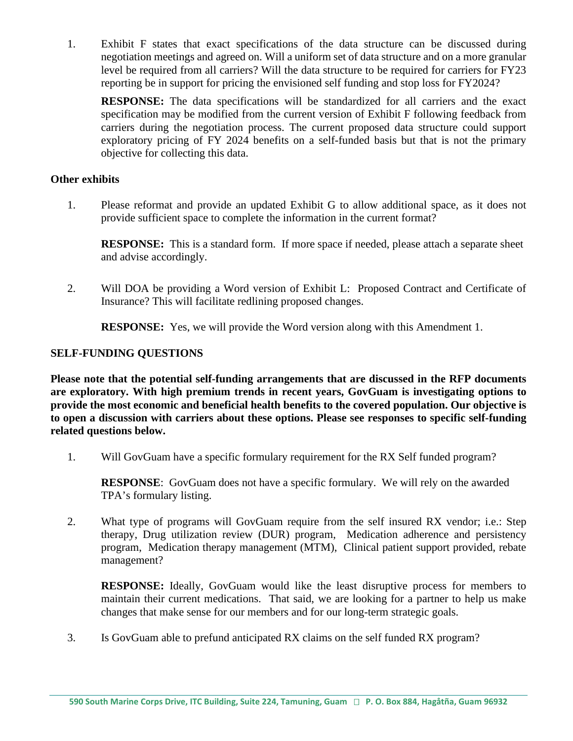1. Exhibit F states that exact specifications of the data structure can be discussed during negotiation meetings and agreed on. Will a uniform set of data structure and on a more granular level be required from all carriers? Will the data structure to be required for carriers for FY23 reporting be in support for pricing the envisioned self funding and stop loss for FY2024?

   **RESPONSE:** The data specifications will be standardized for all carriers and the exact specification may be modified from the current version of Exhibit F following feedback from carriers during the negotiation process. The current proposed data structure could support exploratory pricing of FY 2024 benefits on a self-funded basis but that is not the primary objective for collecting this data.

**Other exhibits**

1. Please reformat and provide an updated Exhibit G to allow additional space, as it does not provide sufficient space to complete the information in the current format?

   **RESPONSE:** This is a standard form. If more space if needed, please attach a separate sheet and advise accordingly.

2. Will DOA be providing a Word version of Exhibit L: Proposed Contract and Certificate of Insurance? This will facilitate redlining proposed changes.

   **RESPONSE:** Yes, we will provide the Word version along with this Amendment 1.

**SELF-FUNDING QUESTIONS**

**Please note that the potential self-funding arrangements that are discussed in the RFP documents are exploratory. With high premium trends in recent years, GovGuam is investigating options to provide the most economic and beneficial health benefits to the covered population. Our objective is to open a discussion with carriers about these options. Please see responses to specific self-funding related questions below.**

1. Will GovGuam have a specific formulary requirement for the RX Self funded program?

   **RESPONSE**: GovGuam does not have a specific formulary. We will rely on the awarded TPA's formulary listing.

2. What type of programs will GovGuam require from the self insured RX vendor; i.e.: Step therapy, Drug utilization review (DUR) program, Medication adherence and persistency program, Medication therapy management (MTM), Clinical patient support provided, rebate management?

   **RESPONSE:** Ideally, GovGuam would like the least disruptive process for members to maintain their current medications. That said, we are looking for a partner to help us make changes that make sense for our members and for our long-term strategic goals.

3. Is GovGuam able to prefund anticipated RX claims on the self funded RX program?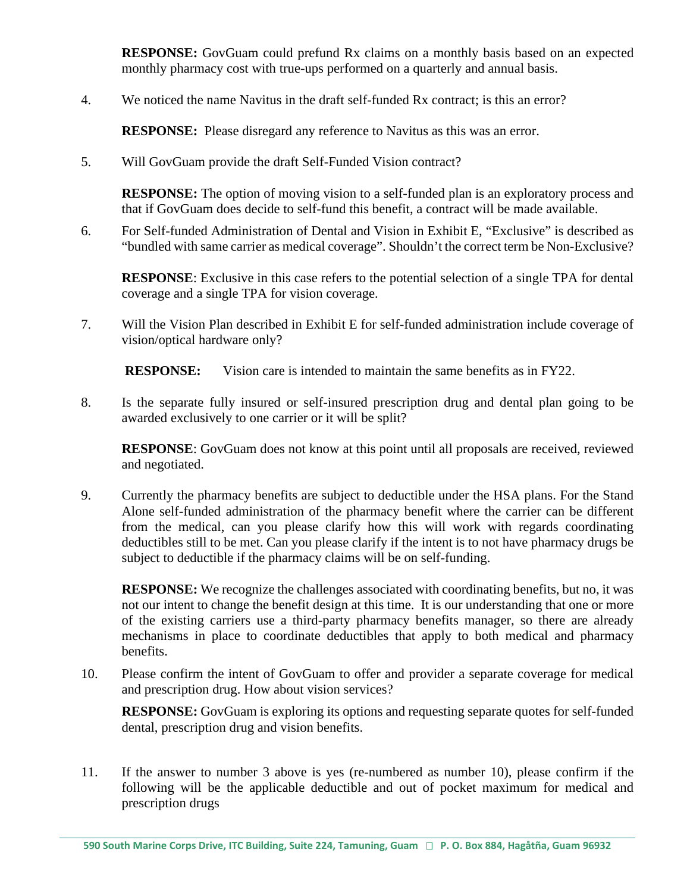**RESPONSE:** GovGuam could prefund Rx claims on a monthly basis based on an expected monthly pharmacy cost with true-ups performed on a quarterly and annual basis.

4. We noticed the name Navitus in the draft self-funded Rx contract; is this an error?

   **RESPONSE:** Please disregard any reference to Navitus as this was an error.

5. Will GovGuam provide the draft Self-Funded Vision contract?

   **RESPONSE:** The option of moving vision to a self-funded plan is an exploratory process and that if GovGuam does decide to self-fund this benefit, a contract will be made available.

6. For Self-funded Administration of Dental and Vision in Exhibit E, "Exclusive" is described as "bundled with same carrier as medical coverage". Shouldn't the correct term be Non-Exclusive?

   **RESPONSE**: Exclusive in this case refers to the potential selection of a single TPA for dental coverage and a single TPA for vision coverage.

7. Will the Vision Plan described in Exhibit E for self-funded administration include coverage of vision/optical hardware only?

   **RESPONSE:** Vision care is intended to maintain the same benefits as in FY22.

8. Is the separate fully insured or self-insured prescription drug and dental plan going to be awarded exclusively to one carrier or it will be split?

   **RESPONSE**: GovGuam does not know at this point until all proposals are received, reviewed and negotiated.

9. Currently the pharmacy benefits are subject to deductible under the HSA plans. For the Stand Alone self-funded administration of the pharmacy benefit where the carrier can be different from the medical, can you please clarify how this will work with regards coordinating deductibles still to be met. Can you please clarify if the intent is to not have pharmacy drugs be subject to deductible if the pharmacy claims will be on self-funding.

   **RESPONSE:** We recognize the challenges associated with coordinating benefits, but no, it was not our intent to change the benefit design at this time. It is our understanding that one or more of the existing carriers use a third-party pharmacy benefits manager, so there are already mechanisms in place to coordinate deductibles that apply to both medical and pharmacy benefits.

10. Please confirm the intent of GovGuam to offer and provider a separate coverage for medical and prescription drug. How about vision services?

    **RESPONSE:** GovGuam is exploring its options and requesting separate quotes for self-funded dental, prescription drug and vision benefits.

11. If the answer to number 3 above is yes (re-numbered as number 10), please confirm if the following will be the applicable deductible and out of pocket maximum for medical and prescription drugs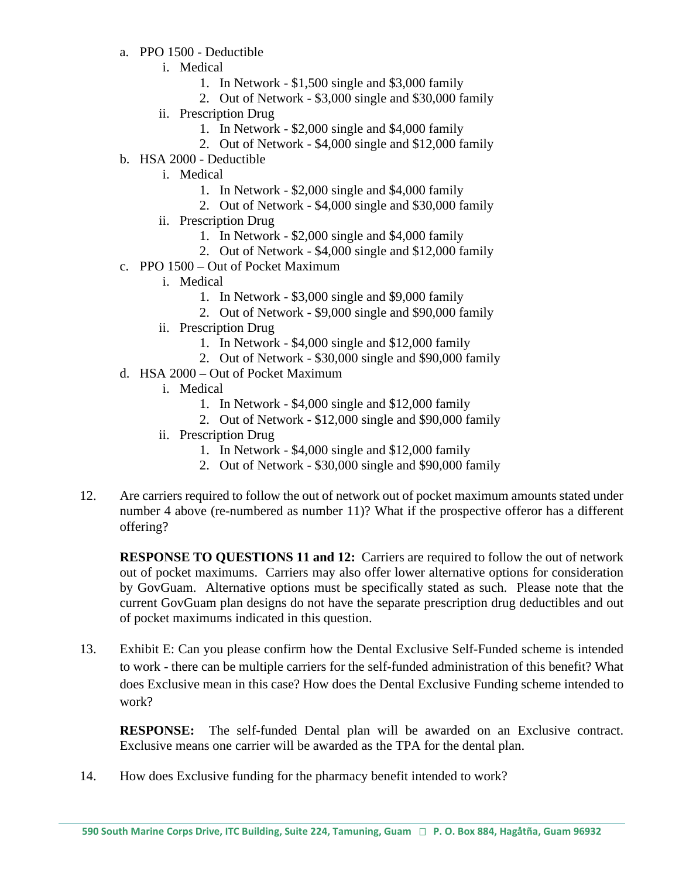a. PPO 1500 - Deductible
    i. Medical
        1. In Network - $1,500 single and $3,000 family
        2. Out of Network - $3,000 single and $30,000 family
    ii. Prescription Drug
        1. In Network - $2,000 single and $4,000 family
        2. Out of Network - $4,000 single and $12,000 family
b. HSA 2000 - Deductible
    i. Medical
        1. In Network - $2,000 single and $4,000 family
        2. Out of Network - $4,000 single and $30,000 family
    ii. Prescription Drug
        1. In Network - $2,000 single and $4,000 family
        2. Out of Network - $4,000 single and $12,000 family
c. PPO 1500 – Out of Pocket Maximum
    i. Medical
        1. In Network - $3,000 single and $9,000 family
        2. Out of Network - $9,000 single and $90,000 family
    ii. Prescription Drug
        1. In Network - $4,000 single and $12,000 family
        2. Out of Network - $30,000 single and $90,000 family
d. HSA 2000 – Out of Pocket Maximum
    i. Medical
        1. In Network - $4,000 single and $12,000 family
        2. Out of Network - $12,000 single and $90,000 family
    ii. Prescription Drug
        1. In Network - $4,000 single and $12,000 family
        2. Out of Network - $30,000 single and $90,000 family

12. Are carriers required to follow the out of network out of pocket maximum amounts stated under number 4 above (re-numbered as number 11)? What if the prospective offeror has a different offering?

    **RESPONSE TO QUESTIONS 11 and 12:** Carriers are required to follow the out of network out of pocket maximums. Carriers may also offer lower alternative options for consideration by GovGuam. Alternative options must be specifically stated as such. Please note that the current GovGuam plan designs do not have the separate prescription drug deductibles and out of pocket maximums indicated in this question.

13. Exhibit E: Can you please confirm how the Dental Exclusive Self-Funded scheme is intended to work - there can be multiple carriers for the self-funded administration of this benefit? What does Exclusive mean in this case? How does the Dental Exclusive Funding scheme intended to work?

    **RESPONSE:** The self-funded Dental plan will be awarded on an Exclusive contract. Exclusive means one carrier will be awarded as the TPA for the dental plan.

14. How does Exclusive funding for the pharmacy benefit intended to work?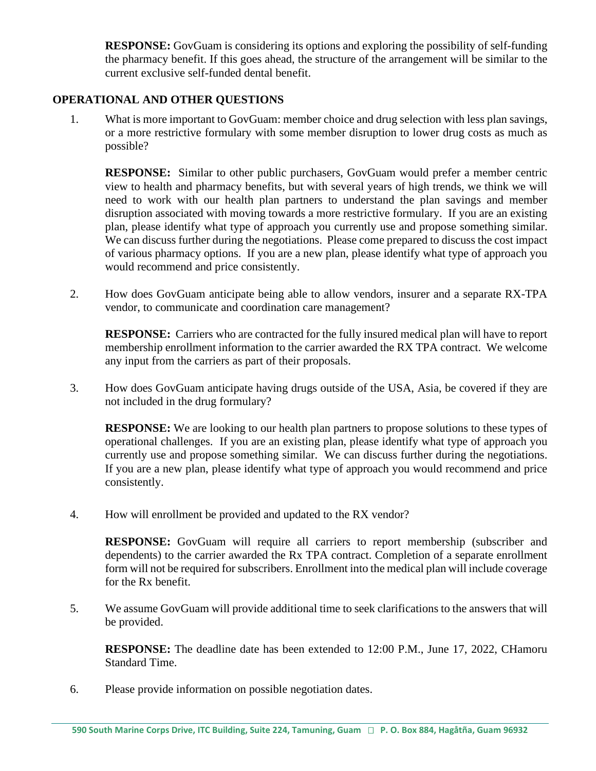**RESPONSE:** GovGuam is considering its options and exploring the possibility of self-funding the pharmacy benefit. If this goes ahead, the structure of the arrangement will be similar to the current exclusive self-funded dental benefit.

## OPERATIONAL AND OTHER QUESTIONS

1. What is more important to GovGuam: member choice and drug selection with less plan savings, or a more restrictive formulary with some member disruption to lower drug costs as much as possible?

   **RESPONSE:** Similar to other public purchasers, GovGuam would prefer a member centric view to health and pharmacy benefits, but with several years of high trends, we think we will need to work with our health plan partners to understand the plan savings and member disruption associated with moving towards a more restrictive formulary. If you are an existing plan, please identify what type of approach you currently use and propose something similar. We can discuss further during the negotiations. Please come prepared to discuss the cost impact of various pharmacy options. If you are a new plan, please identify what type of approach you would recommend and price consistently.

2. How does GovGuam anticipate being able to allow vendors, insurer and a separate RX-TPA vendor, to communicate and coordination care management?

   **RESPONSE:** Carriers who are contracted for the fully insured medical plan will have to report membership enrollment information to the carrier awarded the RX TPA contract. We welcome any input from the carriers as part of their proposals.

3. How does GovGuam anticipate having drugs outside of the USA, Asia, be covered if they are not included in the drug formulary?

   **RESPONSE:** We are looking to our health plan partners to propose solutions to these types of operational challenges. If you are an existing plan, please identify what type of approach you currently use and propose something similar. We can discuss further during the negotiations. If you are a new plan, please identify what type of approach you would recommend and price consistently.

4. How will enrollment be provided and updated to the RX vendor?

   **RESPONSE:** GovGuam will require all carriers to report membership (subscriber and dependents) to the carrier awarded the Rx TPA contract. Completion of a separate enrollment form will not be required for subscribers. Enrollment into the medical plan will include coverage for the Rx benefit.

5. We assume GovGuam will provide additional time to seek clarifications to the answers that will be provided.

   **RESPONSE:** The deadline date has been extended to 12:00 P.M., June 17, 2022, CHamoru Standard Time.

6. Please provide information on possible negotiation dates.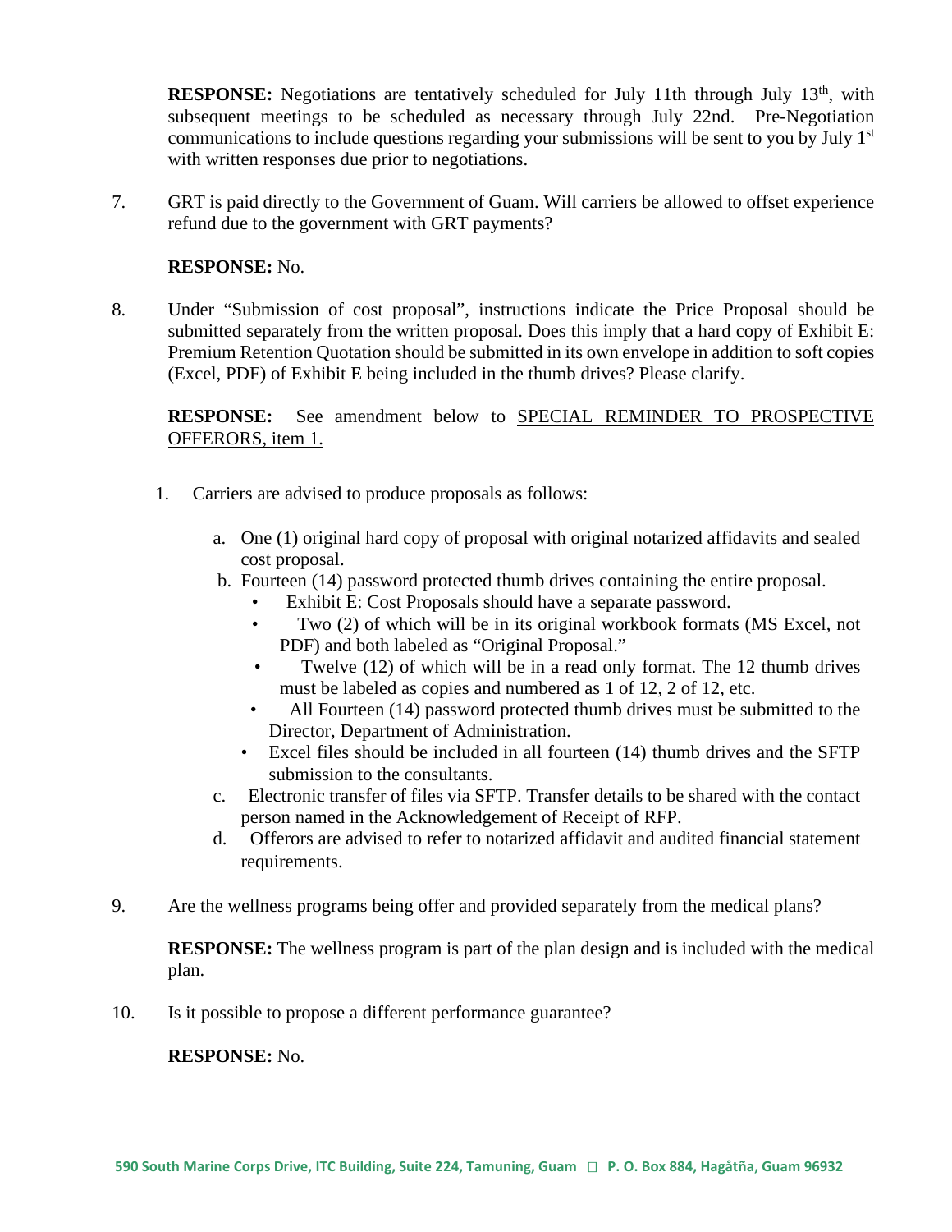**RESPONSE:** Negotiations are tentatively scheduled for July 11th through July 13th, with subsequent meetings to be scheduled as necessary through July 22nd. Pre-Negotiation communications to include questions regarding your submissions will be sent to you by July 1st with written responses due prior to negotiations.

7. GRT is paid directly to the Government of Guam. Will carriers be allowed to offset experience refund due to the government with GRT payments?

   **RESPONSE:** No.

8. Under "Submission of cost proposal", instructions indicate the Price Proposal should be submitted separately from the written proposal. Does this imply that a hard copy of Exhibit E: Premium Retention Quotation should be submitted in its own envelope in addition to soft copies (Excel, PDF) of Exhibit E being included in the thumb drives? Please clarify.

   **RESPONSE:** See amendment below to <u>SPECIAL REMINDER TO PROSPECTIVE OFFERORS, item 1.</u>

   1. Carriers are advised to produce proposals as follows:

      a. One (1) original hard copy of proposal with original notarized affidavits and sealed cost proposal.

      b. Fourteen (14) password protected thumb drives containing the entire proposal.
         - Exhibit E: Cost Proposals should have a separate password.
         - Two (2) of which will be in its original workbook formats (MS Excel, not PDF) and both labeled as "Original Proposal."
         - Twelve (12) of which will be in a read only format. The 12 thumb drives must be labeled as copies and numbered as 1 of 12, 2 of 12, etc.
         - All Fourteen (14) password protected thumb drives must be submitted to the Director, Department of Administration.
         - Excel files should be included in all fourteen (14) thumb drives and the SFTP submission to the consultants.

      c. Electronic transfer of files via SFTP. Transfer details to be shared with the contact person named in the Acknowledgement of Receipt of RFP.

      d. Offerors are advised to refer to notarized affidavit and audited financial statement requirements.

9. Are the wellness programs being offer and provided separately from the medical plans?

   **RESPONSE:** The wellness program is part of the plan design and is included with the medical plan.

10. Is it possible to propose a different performance guarantee?

    **RESPONSE:** No.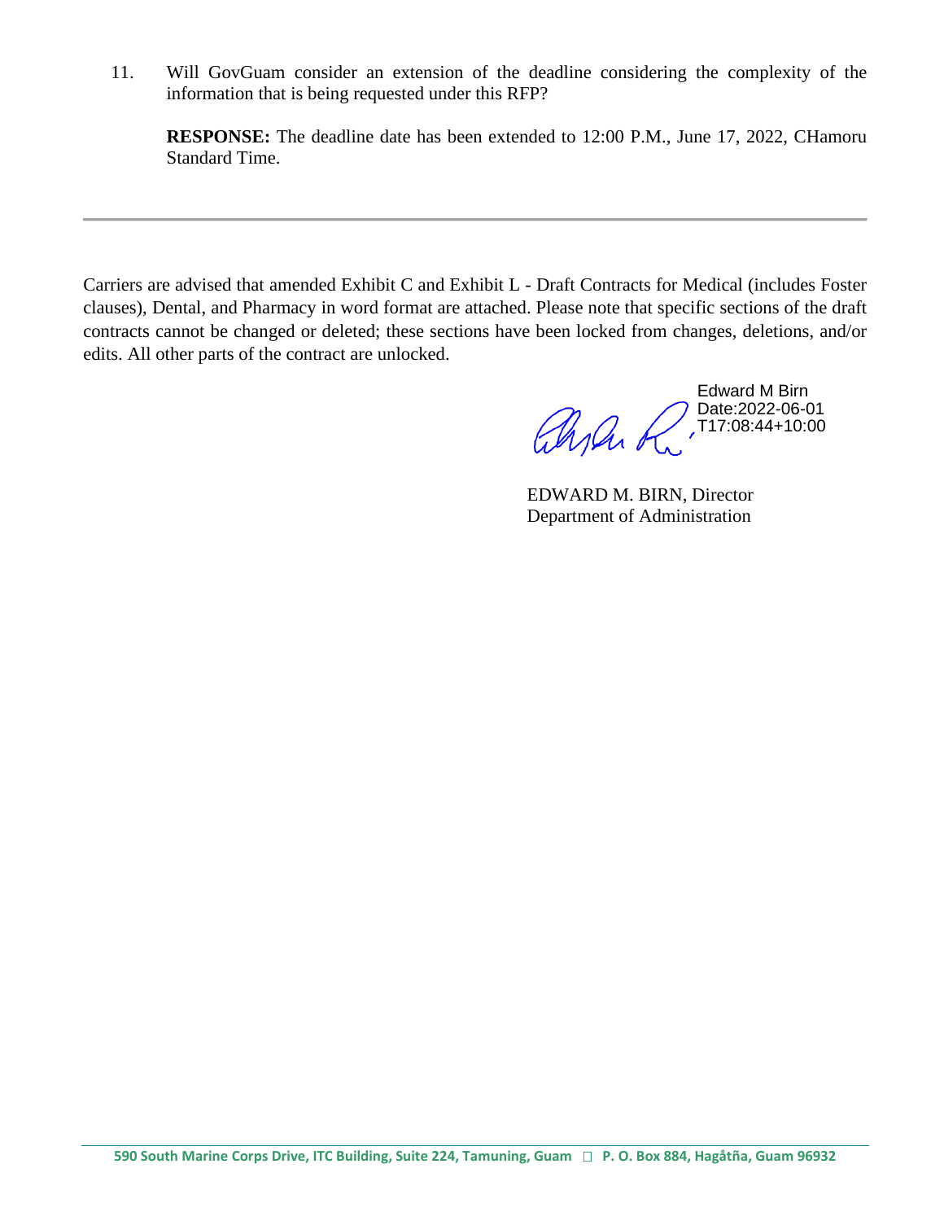11. Will GovGuam consider an extension of the deadline considering the complexity of the information that is being requested under this RFP?

    **RESPONSE:** The deadline date has been extended to 12:00 P.M., June 17, 2022, CHamoru Standard Time.

---

Carriers are advised that amended Exhibit C and Exhibit L - Draft Contracts for Medical (includes Foster clauses), Dental, and Pharmacy in word format are attached. Please note that specific sections of the draft contracts cannot be changed or deleted; these sections have been locked from changes, deletions, and/or edits. All other parts of the contract are unlocked.

Edward M Birn
Date:2022-06-01
T17:08:44+10:00

EDWARD M. BIRN, Director
Department of Administration

590 South Marine Corps Drive, ITC Building, Suite 224, Tamuning, Guam □ P. O. Box 884, Hagåtña, Guam 96932